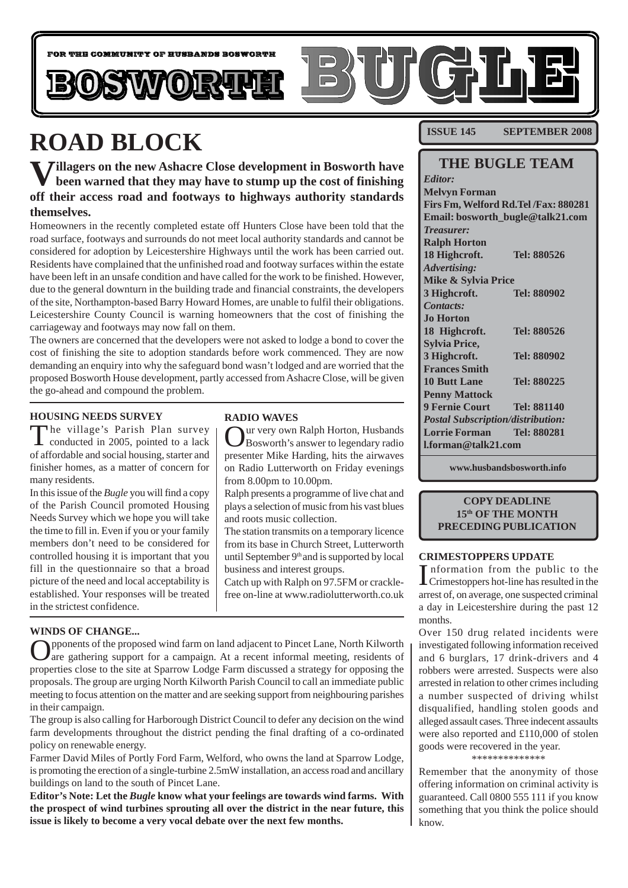FOR THE COMMUNITY OF HUSBANDS BOSWORTH

# BOSWORTH BUGLE

**ISSUE 145 SEPTEMBER 2008**

# ROAD BLOCK

**Villagers on the new Ashacre Close development in Bosworth have been warned that they may have to stump up the cost of finishing off their access road and footways to highways authority standards themselves.**

Homeowners in the recently completed estate off Hunters Close have been told that the road surface, footways and surrounds do not meet local authority standards and cannot be considered for adoption by Leicestershire Highways until the work has been carried out. Residents have complained that the unfinished road and footway surfaces within the estate have been left in an unsafe condition and have called for the work to be finished. However, due to the general downturn in the building trade and financial constraints, the developers of the site, Northampton-based Barry Howard Homes, are unable to fulfil their obligations. Leicestershire County Council is warning homeowners that the cost of finishing the carriageway and footways may now fall on them.

The owners are concerned that the developers were not asked to lodge a bond to cover the cost of finishing the site to adoption standards before work commenced. They are now demanding an enquiry into why the safeguard bond wasn't lodged and are worried that the proposed Bosworth House development, partly accessed from Ashacre Close, will be given the go-ahead and compound the problem.

### HOUSING NEEDS SURVEY

The village's Parish Plan survey conducted in 2005, pointed to a lack of affordable and social housing, starter and finisher homes, as a matter of concern for many residents.

In this issue of the *Bugle* you will find a copy of the Parish Council promoted Housing Needs Survey which we hope you will take the time to fill in. Even if you or your family members don't need to be considered for controlled housing it is important that you fill in the questionnaire so that a broad picture of the need and local acceptability is established. Your responses will be treated in the strictest confidence.

### RADIO WAVES

Our very own Ralph Horton, Husbands Bosworth's answer to legendary radio presenter Mike Harding, hits the airwaves on Radio Lutterworth on Friday evenings from 8.00pm to 10.00pm.

Ralph presents a programme of live chat and plays a selection of music from his vast blues and roots music collection.

The station transmits on a temporary licence from its base in Church Street, Lutterworth until September 9th and is supported by local business and interest groups.

Catch up with Ralph on 97.5FM or crackle-free on-line at www.radiolutterworth.co.uk

### WINDS OF CHANGE...

Opponents of the proposed wind farm on land adjacent to Pincet Lane, North Kilworth are gathering support for a campaign. At a recent informal meeting, residents of properties close to the site at Sparrow Lodge Farm discussed a strategy for opposing the proposals. The group are urging North Kilworth Parish Council to call an immediate public meeting to focus attention on the matter and are seeking support from neighbouring parishes in their campaign.

The group is also calling for Harborough District Council to defer any decision on the wind farm developments throughout the district pending the final drafting of a co-ordinated policy on renewable energy.

Farmer David Miles of Portly Ford Farm, Welford, who owns the land at Sparrow Lodge, is promoting the erection of a single-turbine 2.5mW installation, an access road and ancillary buildings on land to the south of Pincet Lane.

**Editor's Note: Let the *Bugle* know what your feelings are towards wind farms. With the prospect of wind turbines sprouting all over the district in the near future, this issue is likely to become a very vocal debate over the next few months.**

## THE BUGLE TEAM

*Editor:*
**Melvyn Forman**
**Firs Fm, Welford Rd.Tel /Fax: 880281**
**Email: bosworth_bugle@talk21.com**

*Treasurer:*
**Ralph Horton**
**18 Highcroft. Tel: 880526**

*Advertising:*
**Mike & Sylvia Price**
**3 Highcroft. Tel: 880902**

*Contacts:*
**Jo Horton**
**18 Highcroft. Tel: 880526**
**Sylvia Price,**
**3 Highcroft. Tel: 880902**
**Frances Smith**
**10 Butt Lane Tel: 880225**
**Penny Mattock**
**9 Fernie Court Tel: 881140**

*Postal Subscription/distribution:*
**Lorrie Forman Tel: 880281**
**l.forman@talk21.com**

**www.husbandsbosworth.info**

**COPY DEADLINE**
**15th OF THE MONTH**
**PRECEDING PUBLICATION**

### CRIMESTOPPERS UPDATE

Information from the public to the Crimestoppers hot-line has resulted in the arrest of, on average, one suspected criminal a day in Leicestershire during the past 12 months.

Over 150 drug related incidents were investigated following information received and 6 burglars, 17 drink-drivers and 4 robbers were arrested. Suspects were also arrested in relation to other crimes including a number suspected of driving whilst disqualified, handling stolen goods and alleged assault cases. Three indecent assaults were also reported and £110,000 of stolen goods were recovered in the year.

**************

Remember that the anonymity of those offering information on criminal activity is guaranteed. Call 0800 555 111 if you know something that you think the police should know.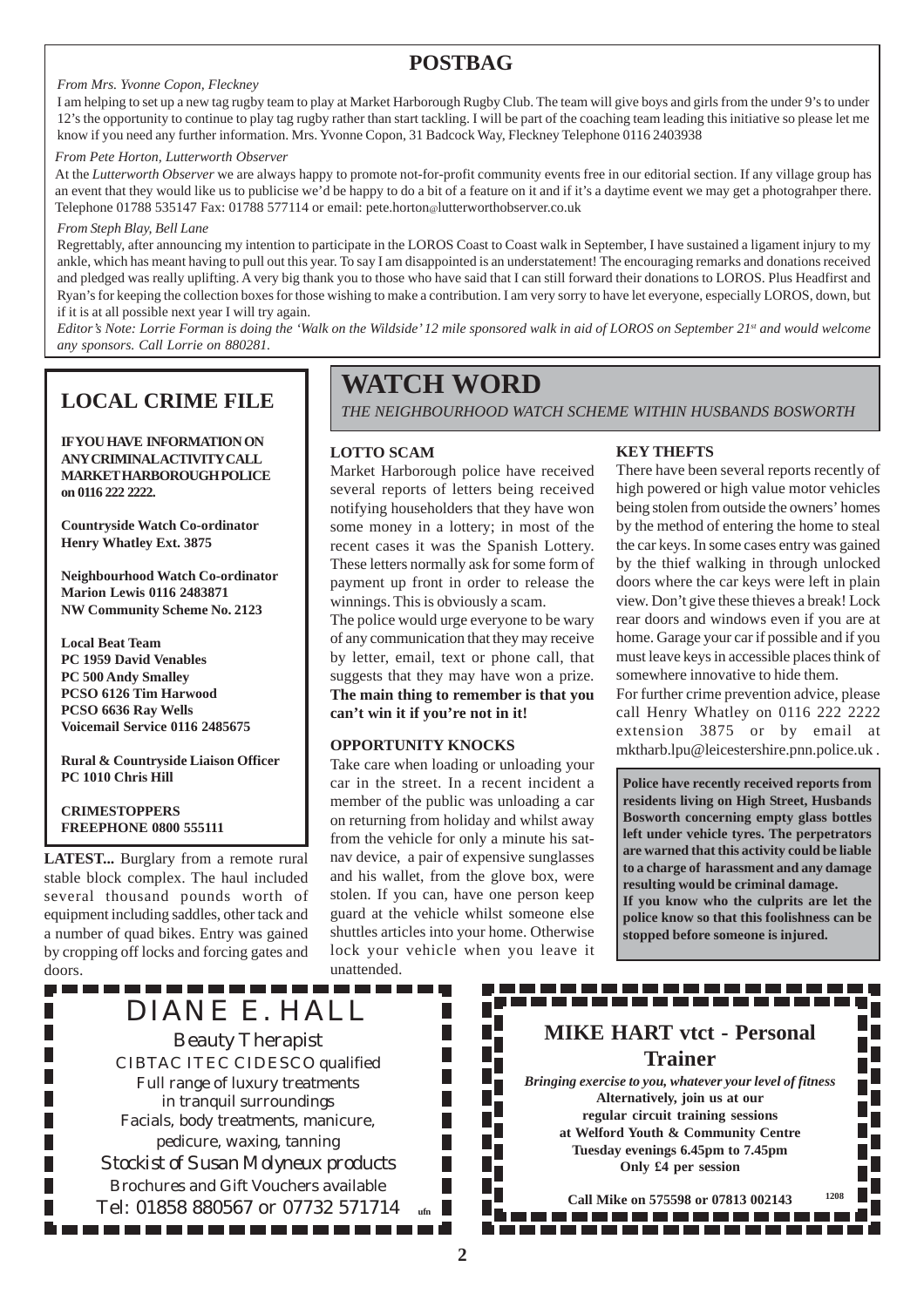## POSTBAG

*From Mrs. Yvonne Copon, Fleckney*

I am helping to set up a new tag rugby team to play at Market Harborough Rugby Club. The team will give boys and girls from the under 9's to under 12's the opportunity to continue to play tag rugby rather than start tackling. I will be part of the coaching team leading this initiative so please let me know if you need any further information. Mrs. Yvonne Copon, 31 Badcock Way, Fleckney Telephone 0116 2403938

*From Pete Horton, Lutterworth Observer*

At the *Lutterworth Observer* we are always happy to promote not-for-profit community events free in our editorial section. If any village group has an event that they would like us to publicise we'd be happy to do a bit of a feature on it and if it's a daytime event we may get a photograhper there. Telephone 01788 535147 Fax: 01788 577114 or email: pete.horton@lutterworthobserver.co.uk

*From Steph Blay, Bell Lane*

Regrettably, after announcing my intention to participate in the LOROS Coast to Coast walk in September, I have sustained a ligament injury to my ankle, which has meant having to pull out this year. To say I am disappointed is an understatement! The encouraging remarks and donations received and pledged was really uplifting. A very big thank you to those who have said that I can still forward their donations to LOROS. Plus Headfirst and Ryan's for keeping the collection boxes for those wishing to make a contribution. I am very sorry to have let everyone, especially LOROS, down, but if it is at all possible next year I will try again.

*Editor's Note: Lorrie Forman is doing the 'Walk on the Wildside' 12 mile sponsored walk in aid of LOROS on September 21st and would welcome any sponsors. Call Lorrie on 880281.*

## LOCAL CRIME FILE

**IF YOU HAVE INFORMATION ON ANY CRIMINAL ACTIVITY CALL MARKET HARBOROUGH POLICE on 0116 222 2222.**

**Countryside Watch Co-ordinator**
**Henry Whatley Ext. 3875**

**Neighbourhood Watch Co-ordinator**
**Marion Lewis 0116 2483871**
**NW Community Scheme No. 2123**

**Local Beat Team**
**PC 1959 David Venables**
**PC 500 Andy Smalley**
**PCSO 6126 Tim Harwood**
**PCSO 6636 Ray Wells**
**Voicemail Service 0116 2485675**

**Rural & Countryside Liaison Officer**
**PC 1010 Chris Hill**

**CRIMESTOPPERS**
**FREEPHONE 0800 555111**

**LATEST...** Burglary from a remote rural stable block complex. The haul included several thousand pounds worth of equipment including saddles, other tack and a number of quad bikes. Entry was gained by cropping off locks and forcing gates and doors.

## WATCH WORD

*THE NEIGHBOURHOOD WATCH SCHEME WITHIN HUSBANDS BOSWORTH*

### LOTTO SCAM

Market Harborough police have received several reports of letters being received notifying householders that they have won some money in a lottery; in most of the recent cases it was the Spanish Lottery. These letters normally ask for some form of payment up front in order to release the winnings. This is obviously a scam.

The police would urge everyone to be wary of any communication that they may receive by letter, email, text or phone call, that suggests that they may have won a prize. **The main thing to remember is that you can't win it if you're not in it!**

### OPPORTUNITY KNOCKS

Take care when loading or unloading your car in the street. In a recent incident a member of the public was unloading a car on returning from holiday and whilst away from the vehicle for only a minute his sat-nav device, a pair of expensive sunglasses and his wallet, from the glove box, were stolen. If you can, have one person keep guard at the vehicle whilst someone else shuttles articles into your home. Otherwise lock your vehicle when you leave it unattended.

### KEY THEFTS

There have been several reports recently of high powered or high value motor vehicles being stolen from outside the owners' homes by the method of entering the home to steal the car keys. In some cases entry was gained by the thief walking in through unlocked doors where the car keys were left in plain view. Don't give these thieves a break! Lock rear doors and windows even if you are at home. Garage your car if possible and if you must leave keys in accessible places think of somewhere innovative to hide them.

For further crime prevention advice, please call Henry Whatley on 0116 222 2222 extension 3875 or by email at mktharb.lpu@leicestershire.pnn.police.uk .

**Police have recently received reports from residents living on High Street, Husbands Bosworth concerning empty glass bottles left under vehicle tyres. The perpetrators are warned that this activity could be liable to a charge of harassment and any damage resulting would be criminal damage.**
**If you know who the culprits are let the police know so that this foolishness can be stopped before someone is injured.**

DIANE E. HALL
Beauty Therapist
CIBTAC ITEC CIDESCO qualified
Full range of luxury treatments
in tranquil surroundings
Facials, body treatments, manicure,
pedicure, waxing, tanning
*Stockist of Susan Molyneux products*
Brochures and Gift Vouchers available
Tel: 01858 880567 or 07732 571714 ufn

**MIKE HART vtct - Personal Trainer**
***Bringing exercise to you, whatever your level of fitness***
**Alternatively, join us at our regular circuit training sessions at Welford Youth & Community Centre Tuesday evenings 6.45pm to 7.45pm Only £4 per session**

**Call Mike on 575598 or 07813 002143** 1208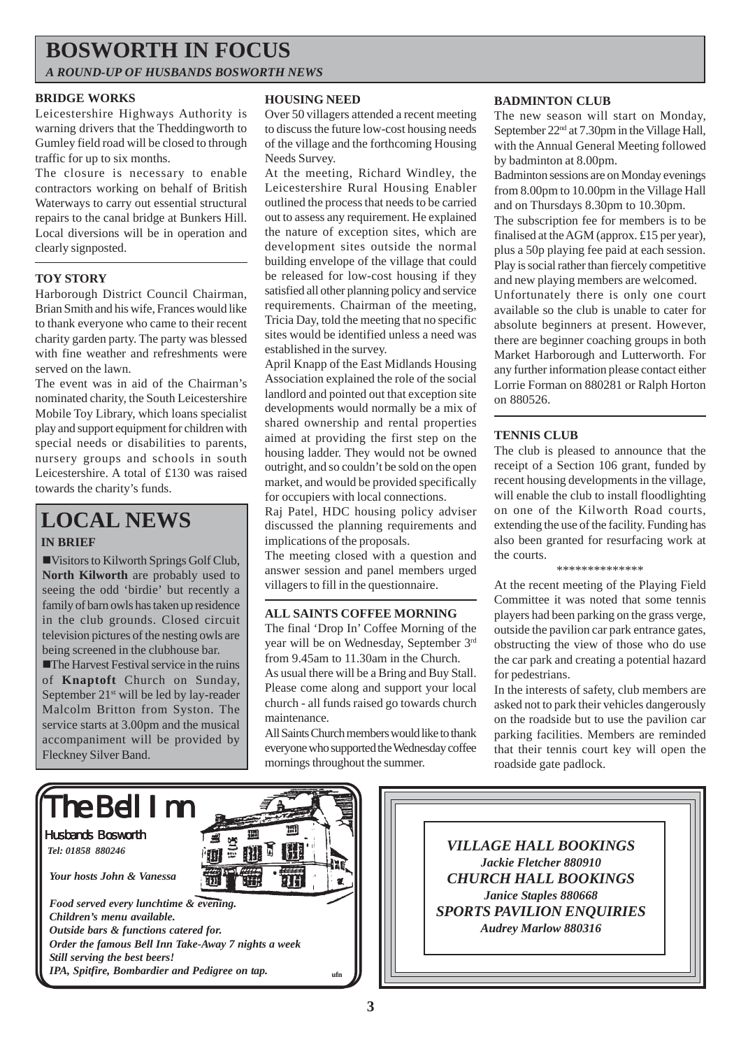# BOSWORTH IN FOCUS

*A ROUND-UP OF HUSBANDS BOSWORTH NEWS*

### BRIDGE WORKS

Leicestershire Highways Authority is warning drivers that the Theddingworth to Gumley field road will be closed to through traffic for up to six months.

The closure is necessary to enable contractors working on behalf of British Waterways to carry out essential structural repairs to the canal bridge at Bunkers Hill. Local diversions will be in operation and clearly signposted.

### TOY STORY

Harborough District Council Chairman, Brian Smith and his wife, Frances would like to thank everyone who came to their recent charity garden party. The party was blessed with fine weather and refreshments were served on the lawn.

The event was in aid of the Chairman's nominated charity, the South Leicestershire Mobile Toy Library, which loans specialist play and support equipment for children with special needs or disabilities to parents, nursery groups and schools in south Leicestershire. A total of £130 was raised towards the charity's funds.

## LOCAL NEWS

### IN BRIEF

- Visitors to Kilworth Springs Golf Club, **North Kilworth** are probably used to seeing the odd 'birdie' but recently a family of barn owls has taken up residence in the club grounds. Closed circuit television pictures of the nesting owls are being screened in the clubhouse bar.
- The Harvest Festival service in the ruins of **Knaptoft** Church on Sunday, September 21st will be led by lay-reader Malcolm Britton from Syston. The service starts at 3.00pm and the musical accompaniment will be provided by Fleckney Silver Band.

### HOUSING NEED

Over 50 villagers attended a recent meeting to discuss the future low-cost housing needs of the village and the forthcoming Housing Needs Survey.

At the meeting, Richard Windley, the Leicestershire Rural Housing Enabler outlined the process that needs to be carried out to assess any requirement. He explained the nature of exception sites, which are development sites outside the normal building envelope of the village that could be released for low-cost housing if they satisfied all other planning policy and service requirements. Chairman of the meeting, Tricia Day, told the meeting that no specific sites would be identified unless a need was established in the survey.

April Knapp of the East Midlands Housing Association explained the role of the social landlord and pointed out that exception site developments would normally be a mix of shared ownership and rental properties aimed at providing the first step on the housing ladder. They would not be owned outright, and so couldn't be sold on the open market, and would be provided specifically for occupiers with local connections.

Raj Patel, HDC housing policy adviser discussed the planning requirements and implications of the proposals.

The meeting closed with a question and answer session and panel members urged villagers to fill in the questionnaire.

### ALL SAINTS COFFEE MORNING

The final 'Drop In' Coffee Morning of the year will be on Wednesday, September 3rd from 9.45am to 11.30am in the Church.

As usual there will be a Bring and Buy Stall. Please come along and support your local church - all funds raised go towards church maintenance.

All Saints Church members would like to thank everyone who supported the Wednesday coffee mornings throughout the summer.

### BADMINTON CLUB

The new season will start on Monday, September 22nd at 7.30pm in the Village Hall, with the Annual General Meeting followed by badminton at 8.00pm.

Badminton sessions are on Monday evenings from 8.00pm to 10.00pm in the Village Hall and on Thursdays 8.30pm to 10.30pm.

The subscription fee for members is to be finalised at the AGM (approx. £15 per year), plus a 50p playing fee paid at each session. Play is social rather than fiercely competitive and new playing members are welcomed.

Unfortunately there is only one court available so the club is unable to cater for absolute beginners at present. However, there are beginner coaching groups in both Market Harborough and Lutterworth. For any further information please contact either Lorrie Forman on 880281 or Ralph Horton on 880526.

### TENNIS CLUB

The club is pleased to announce that the receipt of a Section 106 grant, funded by recent housing developments in the village, will enable the club to install floodlighting on one of the Kilworth Road courts, extending the use of the facility. Funding has also been granted for resurfacing work at the courts.

**************

At the recent meeting of the Playing Field Committee it was noted that some tennis players had been parking on the grass verge, outside the pavilion car park entrance gates, obstructing the view of those who do use the car park and creating a potential hazard for pedestrians.

In the interests of safety, club members are asked not to park their vehicles dangerously on the roadside but to use the pavilion car parking facilities. Members are reminded that their tennis court key will open the roadside gate padlock.

---

## The Bell Inn

Husbands Bosworth

*Tel: 01858 880246*

*Your hosts John & Vanessa*

*Food served every lunchtime & evening.*
*Children's menu available.*
*Outside bars & functions catered for.*
*Order the famous Bell Inn Take-Away 7 nights a week*
*Still serving the best beers!*
*IPA, Spitfire, Bombardier and Pedigree on tap.*

ufn

---

***VILLAGE HALL BOOKINGS***
***Jackie Fletcher 880910***
***CHURCH HALL BOOKINGS***
***Janice Staples 880668***
***SPORTS PAVILION ENQUIRIES***
***Audrey Marlow 880316***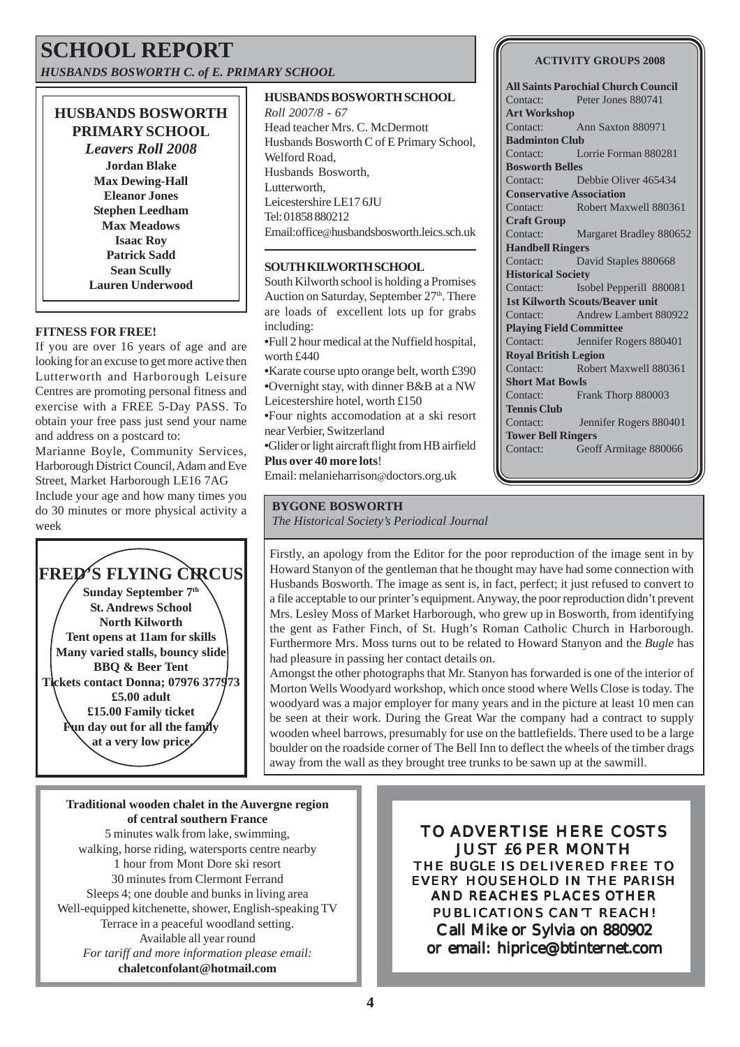# SCHOOL REPORT

*HUSBANDS BOSWORTH C. of E. PRIMARY SCHOOL*

## HUSBANDS BOSWORTH PRIMARY SCHOOL

*Leavers Roll 2008*

**Jordan Blake**
**Max Dewing-Hall**
**Eleanor Jones**
**Stephen Leedham**
**Max Meadows**
**Isaac Roy**
**Patrick Sadd**
**Sean Scully**
**Lauren Underwood**

### HUSBANDS BOSWORTH SCHOOL

*Roll 2007/8 - 67*

Head teacher Mrs. C. McDermott
Husbands Bosworth C of E Primary School,
Welford Road,
Husbands Bosworth,
Lutterworth,
Leicestershire LE17 6JU
Tel: 01858 880212
Email:office@husbandsbosworth.leics.sch.uk

### SOUTH KILWORTH SCHOOL

South Kilworth school is holding a Promises Auction on Saturday, September 27th. There are loads of excellent lots up for grabs including:

- Full 2 hour medical at the Nuffield hospital, worth £440
- Karate course upto orange belt, worth £390
- Overnight stay, with dinner B&B at a NW Leicestershire hotel, worth £150
- Four nights accomodation at a ski resort near Verbier, Switzerland
- Glider or light aircraft flight from HB airfield

**Plus over 40 more lots**!

Email: melanieharrison@doctors.org.uk

### FITNESS FOR FREE!

If you are over 16 years of age and are looking for an excuse to get more active then Lutterworth and Harborough Leisure Centres are promoting personal fitness and exercise with a FREE 5-Day PASS. To obtain your free pass just send your name and address on a postcard to:

Marianne Boyle, Community Services, Harborough District Council, Adam and Eve Street, Market Harborough LE16 7AG

Include your age and how many times you do 30 minutes or more physical activity a week

### ACTIVITY GROUPS 2008

**All Saints Parochial Church Council**
Contact: Peter Jones 880741
**Art Workshop**
Contact: Ann Saxton 880971
**Badminton Club**
Contact: Lorrie Forman 880281
**Bosworth Belles**
Contact: Debbie Oliver 465434
**Conservative Association**
Contact: Robert Maxwell 880361
**Craft Group**
Contact: Margaret Bradley 880652
**Handbell Ringers**
Contact: David Staples 880668
**Historical Society**
Contact: Isobel Pepperill 880081
**1st Kilworth Scouts/Beaver unit**
Contact: Andrew Lambert 880922
**Playing Field Committee**
Contact: Jennifer Rogers 880401
**Royal British Legion**
Contact: Robert Maxwell 880361
**Short Mat Bowls**
Contact: Frank Thorp 880003
**Tennis Club**
Contact: Jennifer Rogers 880401
**Tower Bell Ringers**
Contact: Geoff Armitage 880066

## FRED'S FLYING CIRCUS

**Sunday September 7th**
**St. Andrews School**
**North Kilworth**
**Tent opens at 11am for skills**
**Many varied stalls, bouncy slide**
**BBQ & Beer Tent**
**Tickets contact Donna; 07976 377973**
**£5.00 adult**
**£15.00 Family ticket**
**Fun day out for all the family at a very low price.**

### BYGONE BOSWORTH

*The Historical Society's Periodical Journal*

Firstly, an apology from the Editor for the poor reproduction of the image sent in by Howard Stanyon of the gentleman that he thought may have had some connection with Husbands Bosworth. The image as sent is, in fact, perfect; it just refused to convert to a file acceptable to our printer's equipment. Anyway, the poor reproduction didn't prevent Mrs. Lesley Moss of Market Harborough, who grew up in Bosworth, from identifying the gent as Father Finch, of St. Hugh's Roman Catholic Church in Harborough. Furthermore Mrs. Moss turns out to be related to Howard Stanyon and the *Bugle* has had pleasure in passing her contact details on.

Amongst the other photographs that Mr. Stanyon has forwarded is one of the interior of Morton Wells Woodyard workshop, which once stood where Wells Close is today. The woodyard was a major employer for many years and in the picture at least 10 men can be seen at their work. During the Great War the company had a contract to supply wooden wheel barrows, presumably for use on the battlefields. There used to be a large boulder on the roadside corner of The Bell Inn to deflect the wheels of the timber drags away from the wall as they brought tree trunks to be sawn up at the sawmill.

**Traditional wooden chalet in the Auvergne region of central southern France**

5 minutes walk from lake, swimming,
walking, horse riding, watersports centre nearby
1 hour from Mont Dore ski resort
30 minutes from Clermont Ferrand
Sleeps 4; one double and bunks in living area
Well-equipped kitchenette, shower, English-speaking TV
Terrace in a peaceful woodland setting.
Available all year round
*For tariff and more information please email:*
**chaletconfolant@hotmail.com**

**TO ADVERTISE HERE COSTS JUST £6 PER MONTH**
THE BUGLE IS DELIVERED FREE TO EVERY HOUSEHOLD IN THE PARISH AND REACHES PLACES OTHER PUBLICATIONS CAN'T REACH!
Call Mike or Sylvia on 880902
or email: hiprice@btinternet.com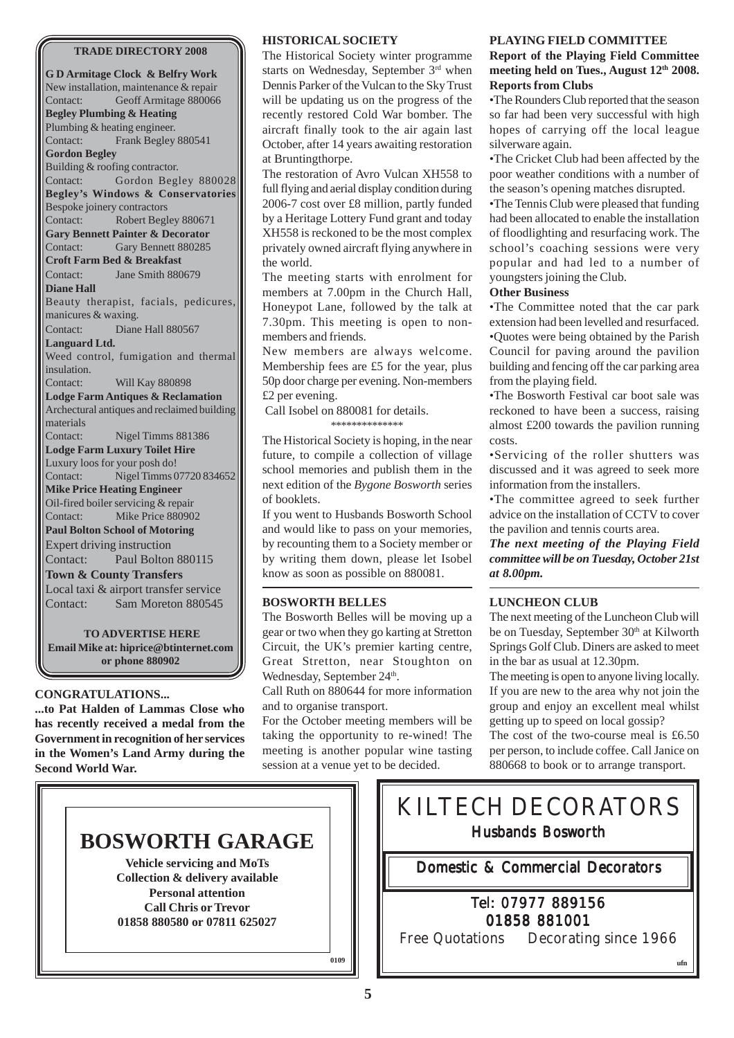## TRADE DIRECTORY 2008

**G D Armitage Clock & Belfry Work**
New installation, maintenance & repair
Contact: Geoff Armitage 880066

**Begley Plumbing & Heating**
Plumbing & heating engineer.
Contact: Frank Begley 880541

**Gordon Begley**
Building & roofing contractor.
Contact: Gordon Begley 880028

**Begley's Windows & Conservatories**
Bespoke joinery contractors
Contact: Robert Begley 880671

**Gary Bennett Painter & Decorator**
Contact: Gary Bennett 880285

**Croft Farm Bed & Breakfast**
Contact: Jane Smith 880679

**Diane Hall**
Beauty therapist, facials, pedicures, manicures & waxing.
Contact: Diane Hall 880567

**Languard Ltd.**
Weed control, fumigation and thermal insulation.
Contact: Will Kay 880898

**Lodge Farm Antiques & Reclamation**
Archectural antiques and reclaimed building materials
Contact: Nigel Timms 881386

**Lodge Farm Luxury Toilet Hire**
Luxury loos for your posh do!
Contact: Nigel Timms 07720 834652

**Mike Price Heating Engineer**
Oil-fired boiler servicing & repair
Contact: Mike Price 880902

**Paul Bolton School of Motoring**
Expert driving instruction
Contact: Paul Bolton 880115

**Town & County Transfers**
Local taxi & airport transfer service
Contact: Sam Moreton 880545

**TO ADVERTISE HERE**
**Email Mike at: hiprice@btinternet.com or phone 880902**

## CONGRATULATIONS...

**...to Pat Halden of Lammas Close who has recently received a medal from the Government in recognition of her services in the Women's Land Army during the Second World War.**

## HISTORICAL SOCIETY

The Historical Society winter programme starts on Wednesday, September 3rd when Dennis Parker of the Vulcan to the Sky Trust will be updating us on the progress of the recently restored Cold War bomber. The aircraft finally took to the air again last October, after 14 years awaiting restoration at Bruntingthorpe.

The restoration of Avro Vulcan XH558 to full flying and aerial display condition during 2006-7 cost over £8 million, partly funded by a Heritage Lottery Fund grant and today XH558 is reckoned to be the most complex privately owned aircraft flying anywhere in the world.

The meeting starts with enrolment for members at 7.00pm in the Church Hall, Honeypot Lane, followed by the talk at 7.30pm. This meeting is open to non-members and friends.

New members are always welcome. Membership fees are £5 for the year, plus 50p door charge per evening. Non-members £2 per evening.

Call Isobel on 880081 for details.

\*\*\*\*\*\*\*\*\*\*\*\*\*\*

The Historical Society is hoping, in the near future, to compile a collection of village school memories and publish them in the next edition of the *Bygone Bosworth* series of booklets.

If you went to Husbands Bosworth School and would like to pass on your memories, by recounting them to a Society member or by writing them down, please let Isobel know as soon as possible on 880081.

## BOSWORTH BELLES

The Bosworth Belles will be moving up a gear or two when they go karting at Stretton Circuit, the UK's premier karting centre, Great Stretton, near Stoughton on Wednesday, September 24th.

Call Ruth on 880644 for more information and to organise transport.

For the October meeting members will be taking the opportunity to re-wined! The meeting is another popular wine tasting session at a venue yet to be decided.

## PLAYING FIELD COMMITTEE

**Report of the Playing Field Committee meeting held on Tues., August 12th 2008.**

**Reports from Clubs**

- The Rounders Club reported that the season so far had been very successful with high hopes of carrying off the local league silverware again.
- The Cricket Club had been affected by the poor weather conditions with a number of the season's opening matches disrupted.
- The Tennis Club were pleased that funding had been allocated to enable the installation of floodlighting and resurfacing work. The school's coaching sessions were very popular and had led to a number of youngsters joining the Club.

**Other Business**

- The Committee noted that the car park extension had been levelled and resurfaced.
- Quotes were being obtained by the Parish Council for paving around the pavilion building and fencing off the car parking area from the playing field.
- The Bosworth Festival car boot sale was reckoned to have been a success, raising almost £200 towards the pavilion running costs.
- Servicing of the roller shutters was discussed and it was agreed to seek more information from the installers.
- The committee agreed to seek further advice on the installation of CCTV to cover the pavilion and tennis courts area.

***The next meeting of the Playing Field committee will be on Tuesday, October 21st at 8.00pm.***

## LUNCHEON CLUB

The next meeting of the Luncheon Club will be on Tuesday, September 30th at Kilworth Springs Golf Club. Diners are asked to meet in the bar as usual at 12.30pm.

The meeting is open to anyone living locally. If you are new to the area why not join the group and enjoy an excellent meal whilst getting up to speed on local gossip?

The cost of the two-course meal is £6.50 per person, to include coffee. Call Janice on 880668 to book or to arrange transport.

# BOSWORTH GARAGE

**Vehicle servicing and MoTs**
**Collection & delivery available**
**Personal attention**
**Call Chris or Trevor**
**01858 880580 or 07811 625027**

0109

# KILTECH DECORATORS

Husbands Bosworth

Domestic & Commercial Decorators

Tel: 07977 889156
01858 881001

Free Quotations Decorating since 1966

ufn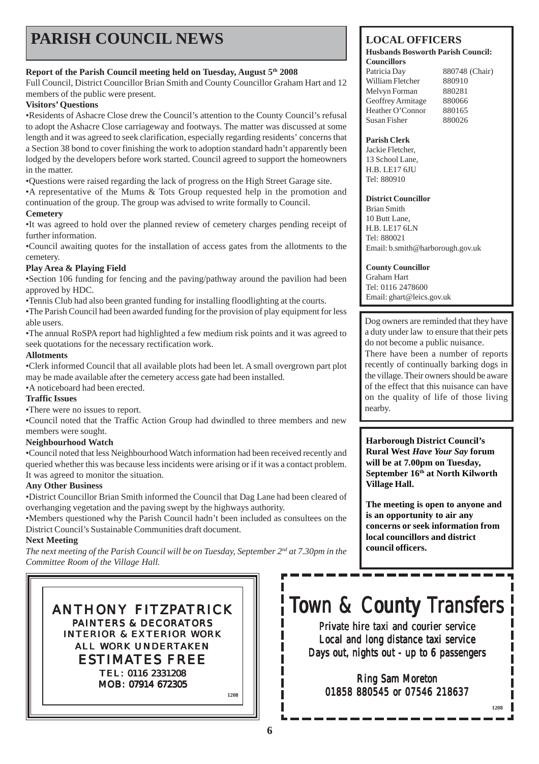# PARISH COUNCIL NEWS

**Report of the Parish Council meeting held on Tuesday, August 5th 2008**

Full Council, District Councillor Brian Smith and County Councillor Graham Hart and 12 members of the public were present.

**Visitors' Questions**

•Residents of Ashacre Close drew the Council's attention to the County Council's refusal to adopt the Ashacre Close carriageway and footways. The matter was discussed at some length and it was agreed to seek clarification, especially regarding residents' concerns that a Section 38 bond to cover finishing the work to adoption standard hadn't apparently been lodged by the developers before work started. Council agreed to support the homeowners in the matter.

•Questions were raised regarding the lack of progress on the High Street Garage site.

•A representative of the Mums & Tots Group requested help in the promotion and continuation of the group. The group was advised to write formally to Council.

**Cemetery**

•It was agreed to hold over the planned review of cemetery charges pending receipt of further information.

•Council awaiting quotes for the installation of access gates from the allotments to the cemetery.

**Play Area & Playing Field**

•Section 106 funding for fencing and the paving/pathway around the pavilion had been approved by HDC.

•Tennis Club had also been granted funding for installing floodlighting at the courts.

•The Parish Council had been awarded funding for the provision of play equipment for less able users.

•The annual RoSPA report had highlighted a few medium risk points and it was agreed to seek quotations for the necessary rectification work.

**Allotments**

•Clerk informed Council that all available plots had been let. A small overgrown part plot may be made available after the cemetery access gate had been installed.

•A noticeboard had been erected.

**Traffic Issues**

•There were no issues to report.

•Council noted that the Traffic Action Group had dwindled to three members and new members were sought.

**Neighbourhood Watch**

•Council noted that less Neighbourhood Watch information had been received recently and queried whether this was because less incidents were arising or if it was a contact problem. It was agreed to monitor the situation.

**Any Other Business**

•District Councillor Brian Smith informed the Council that Dag Lane had been cleared of overhanging vegetation and the paving swept by the highways authority.

•Members questioned why the Parish Council hadn't been included as consultees on the District Council's Sustainable Communities draft document.

**Next Meeting**

*The next meeting of the Parish Council will be on Tuesday, September 2nd at 7.30pm in the Committee Room of the Village Hall.*

## LOCAL OFFICERS

**Husbands Bosworth Parish Council: Councillors**

| | |
|---|---|
| Patricia Day | 880748 (Chair) |
| William Fletcher | 880910 |
| Melvyn Forman | 880281 |
| Geoffrey Armitage | 880066 |
| Heather O'Connor | 880165 |
| Susan Fisher | 880026 |

**Parish Clerk**
Jackie Fletcher,
13 School Lane,
H.B. LE17 6JU
Tel: 880910

**District Councillor**
Brian Smith
10 Butt Lane,
H.B. LE17 6LN
Tel: 880021
Email: b.smith@harborough.gov.uk

**County Councillor**
Graham Hart
Tel: 0116 2478600
Email: ghart@leics.gov.uk

Dog owners are reminded that they have a duty under law to ensure that their pets do not become a public nuisance.

There have been a number of reports recently of continually barking dogs in the village. Their owners should be aware of the effect that this nuisance can have on the quality of life of those living nearby.

**Harborough District Council's Rural West *Have Your Say* forum will be at 7.00pm on Tuesday, September 16th at North Kilworth Village Hall.**

**The meeting is open to anyone and is an opportunity to air any concerns or seek information from local councillors and district council officers.**

ANTHONY FITZPATRICK
PAINTERS & DECORATORS
INTERIOR & EXTERIOR WORK
ALL WORK UNDERTAKEN
ESTIMATES FREE
TEL: 0116 2331208
MOB: 07914 672305

1208

Town & County Transfers

Private hire taxi and courier service
Local and long distance taxi service
Days out, nights out - up to 6 passengers

Ring Sam Moreton
01858 880545 or 07546 218637

1208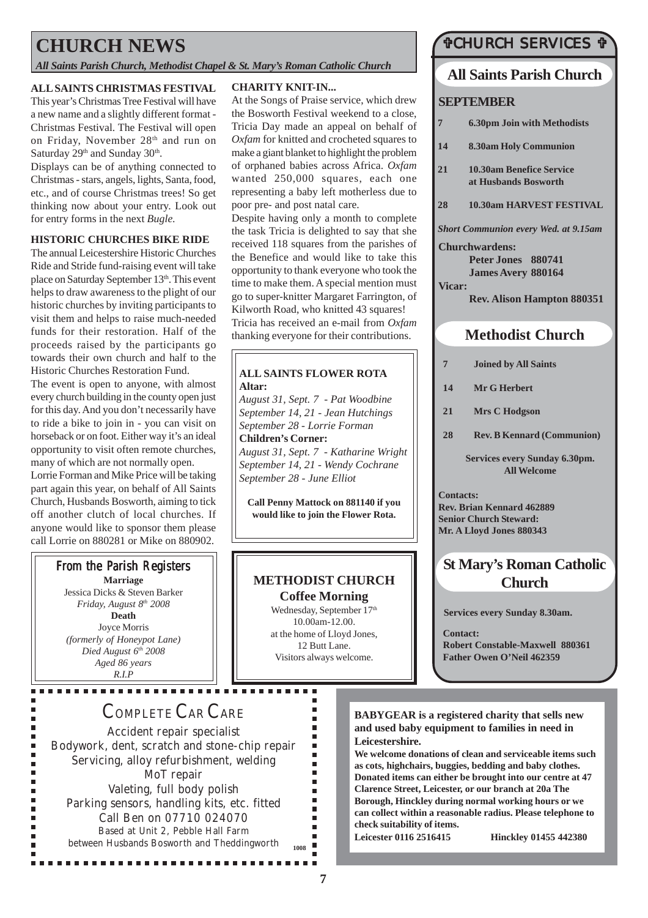# CHURCH NEWS

*All Saints Parish Church, Methodist Chapel & St. Mary's Roman Catholic Church*

### ALL SAINTS CHRISTMAS FESTIVAL

This year's Christmas Tree Festival will have a new name and a slightly different format - Christmas Festival. The Festival will open on Friday, November 28th and run on Saturday 29th and Sunday 30th.

Displays can be of anything connected to Christmas - stars, angels, lights, Santa, food, etc., and of course Christmas trees! So get thinking now about your entry. Look out for entry forms in the next *Bugle.*

### HISTORIC CHURCHES BIKE RIDE

The annual Leicestershire Historic Churches Ride and Stride fund-raising event will take place on Saturday September 13th. This event helps to draw awareness to the plight of our historic churches by inviting participants to visit them and helps to raise much-needed funds for their restoration. Half of the proceeds raised by the participants go towards their own church and half to the Historic Churches Restoration Fund.

The event is open to anyone, with almost every church building in the county open just for this day. And you don't necessarily have to ride a bike to join in - you can visit on horseback or on foot. Either way it's an ideal opportunity to visit often remote churches, many of which are not normally open.

Lorrie Forman and Mike Price will be taking part again this year, on behalf of All Saints Church, Husbands Bosworth, aiming to tick off another clutch of local churches. If anyone would like to sponsor them please call Lorrie on 880281 or Mike on 880902.

### From the Parish Registers

**Marriage**

Jessica Dicks & Steven Barker
*Friday, August 8th 2008*

**Death**

Joyce Morris
*(formerly of Honeypot Lane)*
*Died August 6th 2008*
*Aged 86 years*
*R.I.P*

### CHARITY KNIT-IN...

At the Songs of Praise service, which drew the Bosworth Festival weekend to a close, Tricia Day made an appeal on behalf of *Oxfam* for knitted and crocheted squares to make a giant blanket to highlight the problem of orphaned babies across Africa. *Oxfam* wanted 250,000 squares, each one representing a baby left motherless due to poor pre- and post natal care.

Despite having only a month to complete the task Tricia is delighted to say that she received 118 squares from the parishes of the Benefice and would like to take this opportunity to thank everyone who took the time to make them. A special mention must go to super-knitter Margaret Farrington, of Kilworth Road, who knitted 43 squares!

Tricia has received an e-mail from *Oxfam* thanking everyone for their contributions.

### ALL SAINTS FLOWER ROTA

**Altar:**

*August 31, Sept. 7 - Pat Woodbine*
*September 14, 21 - Jean Hutchings*
*September 28 - Lorrie Forman*

**Children's Corner:**

*August 31, Sept. 7 - Katharine Wright*
*September 14, 21 - Wendy Cochrane*
*September 28 - June Elliot*

**Call Penny Mattock on 881140 if you would like to join the Flower Rota.**

### METHODIST CHURCH
**Coffee Morning**

Wednesday, September 17th
10.00am-12.00.
at the home of Lloyd Jones,
12 Butt Lane.
Visitors always welcome.

## ✞CHURCH SERVICES ✞

### All Saints Parish Church

**SEPTEMBER**

| | |
|---|---|
| 7 | 6.30pm Join with Methodists |
| 14 | 8.30am Holy Communion |
| 21 | 10.30am Benefice Service at Husbands Bosworth |
| 28 | 10.30am HARVEST FESTIVAL |

*Short Communion every Wed. at 9.15am*

**Churchwardens:**
Peter Jones 880741
James Avery 880164

**Vicar:**
Rev. Alison Hampton 880351

### Methodist Church

| | |
|---|---|
| 7 | Joined by All Saints |
| 14 | Mr G Herbert |
| 21 | Mrs C Hodgson |
| 28 | Rev. B Kennard (Communion) |

**Services every Sunday 6.30pm. All Welcome**

**Contacts:**
Rev. Brian Kennard 462889
Senior Church Steward:
Mr. A Lloyd Jones 880343

### St Mary's Roman Catholic Church

**Services every Sunday 8.30am.**

**Contact:**
Robert Constable-Maxwell 880361
Father Owen O'Neil 462359

## COMPLETE CAR CARE

Accident repair specialist
Bodywork, dent, scratch and stone-chip repair
Servicing, alloy refurbishment, welding
MoT repair
Valeting, full body polish
Parking sensors, handling kits, etc. fitted
Call Ben on 07710 024070
Based at Unit 2, Pebble Hall Farm
between Husbands Bosworth and Theddingworth

1008

**BABYGEAR is a registered charity that sells new and used baby equipment to families in need in Leicestershire.**

**We welcome donations of clean and serviceable items such as cots, highchairs, buggies, bedding and baby clothes. Donated items can either be brought into our centre at 47 Clarence Street, Leicester, or our branch at 20a The Borough, Hinckley during normal working hours or we can collect within a reasonable radius. Please telephone to check suitability of items.**

**Leicester 0116 2516415 Hinckley 01455 442380**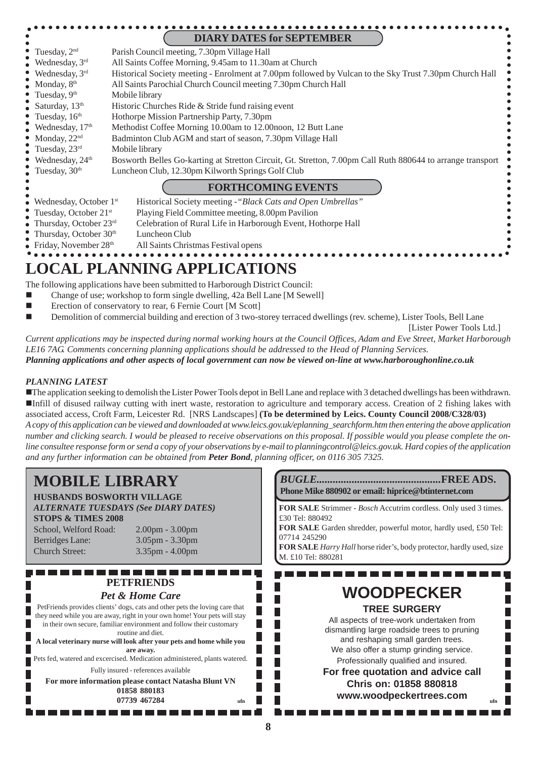## DIARY DATES for SEPTEMBER

| | |
|---|---|
| Tuesday, 2nd | Parish Council meeting, 7.30pm Village Hall |
| Wednesday, 3rd | All Saints Coffee Morning, 9.45am to 11.30am at Church |
| Wednesday, 3rd | Historical Society meeting - Enrolment at 7.00pm followed by Vulcan to the Sky Trust 7.30pm Church Hall |
| Monday, 8th | All Saints Parochial Church Council meeting 7.30pm Church Hall |
| Tuesday, 9th | Mobile library |
| Saturday, 13th | Historic Churches Ride & Stride fund raising event |
| Tuesday, 16th | Hothorpe Mission Partnership Party, 7.30pm |
| Wednesday, 17th | Methodist Coffee Morning 10.00am to 12.00noon, 12 Butt Lane |
| Monday, 22nd | Badminton Club AGM and start of season, 7.30pm Village Hall |
| Tuesday, 23rd | Mobile library |
| Wednesday, 24th | Bosworth Belles Go-karting at Stretton Circuit, Gt. Stretton, 7.00pm Call Ruth 880644 to arrange transport |
| Tuesday, 30th | Luncheon Club, 12.30pm Kilworth Springs Golf Club |

## FORTHCOMING EVENTS

| | |
|---|---|
| Wednesday, October 1st | Historical Society meeting - *"Black Cats and Open Umbrellas"* |
| Tuesday, October 21st | Playing Field Committee meeting, 8.00pm Pavilion |
| Thursday, October 23rd | Celebration of Rural Life in Harborough Event, Hothorpe Hall |
| Thursday, October 30th | Luncheon Club |
| Friday, November 28th | All Saints Christmas Festival opens |

# LOCAL PLANNING APPLICATIONS

The following applications have been submitted to Harborough District Council:

- Change of use; workshop to form single dwelling, 42a Bell Lane [M Sewell]
- Erection of conservatory to rear, 6 Fernie Court [M Scott]
- Demolition of commercial building and erection of 3 two-storey terraced dwellings (rev. scheme), Lister Tools, Bell Lane [Lister Power Tools Ltd.]

*Current applications may be inspected during normal working hours at the Council Offices, Adam and Eve Street, Market Harborough LE16 7AG. Comments concerning planning applications should be addressed to the Head of Planning Services.*

***Planning applications and other aspects of local government can now be viewed on-line at www.harboroughonline.co.uk***

### *PLANNING LATEST*

- The application seeking to demolish the Lister Power Tools depot in Bell Lane and replace with 3 detached dwellings has been withdrawn.
- Infill of disused railway cutting with inert waste, restoration to agriculture and temporary access. Creation of 2 fishing lakes with associated access, Croft Farm, Leicester Rd. [NRS Landscapes] **(To be determined by Leics. County Council 2008/C328/03)**

*A copy of this application can be viewed and downloaded at www.leics.gov.uk/eplanning_searchform.htm then entering the above application number and clicking search. I would be pleased to receive observations on this proposal. If possible would you please complete the on-line consultee response form or send a copy of your observations by e-mail to planningcontrol@leics.gov.uk. Hard copies of the application and any further information can be obtained from **Peter Bond**, planning officer, on 0116 305 7325.*

# MOBILE LIBRARY

**HUSBANDS BOSWORTH VILLAGE**

***ALTERNATE TUESDAYS (See DIARY DATES)***

**STOPS & TIMES 2008**

| | |
|---|---|
| School, Welford Road: | 2.00pm - 3.00pm |
| Berridges Lane: | 3.05pm - 3.30pm |
| Church Street: | 3.35pm - 4.00pm |

## *BUGLE*...........................................FREE ADS.

**Phone Mike 880902 or email: hiprice@btinternet.com**

**FOR SALE** Strimmer - *Bosch* Accutrim cordless. Only used 3 times. £30 Tel: 880492

**FOR SALE** Garden shredder, powerful motor, hardly used, £50 Tel: 07714 245290

**FOR SALE** *Harry Hall* horse rider's, body protector, hardly used, size M. £10 Tel: 880281

## PETFRIENDS

### *Pet & Home Care*

PetFriends provides clients' dogs, cats and other pets the loving care that they need while you are away, right in your own home! Your pets will stay in their own secure, familiar environment and follow their customary routine and diet.

**A local veterinary nurse will look after your pets and home while you are away.**

Pets fed, watered and excercised. Medication administered, plants watered.

Fully insured - references available

**For more information please contact Natasha Blunt VN**
**01858 880183**
**07739 467284**

ufn

## WOODPECKER

### TREE SURGERY

All aspects of tree-work undertaken from dismantling large roadside trees to pruning and reshaping small garden trees.
We also offer a stump grinding service.
Professionally qualified and insured.

**For free quotation and advice call**
**Chris on: 01858 880818**
**www.woodpeckertrees.com**

ufn